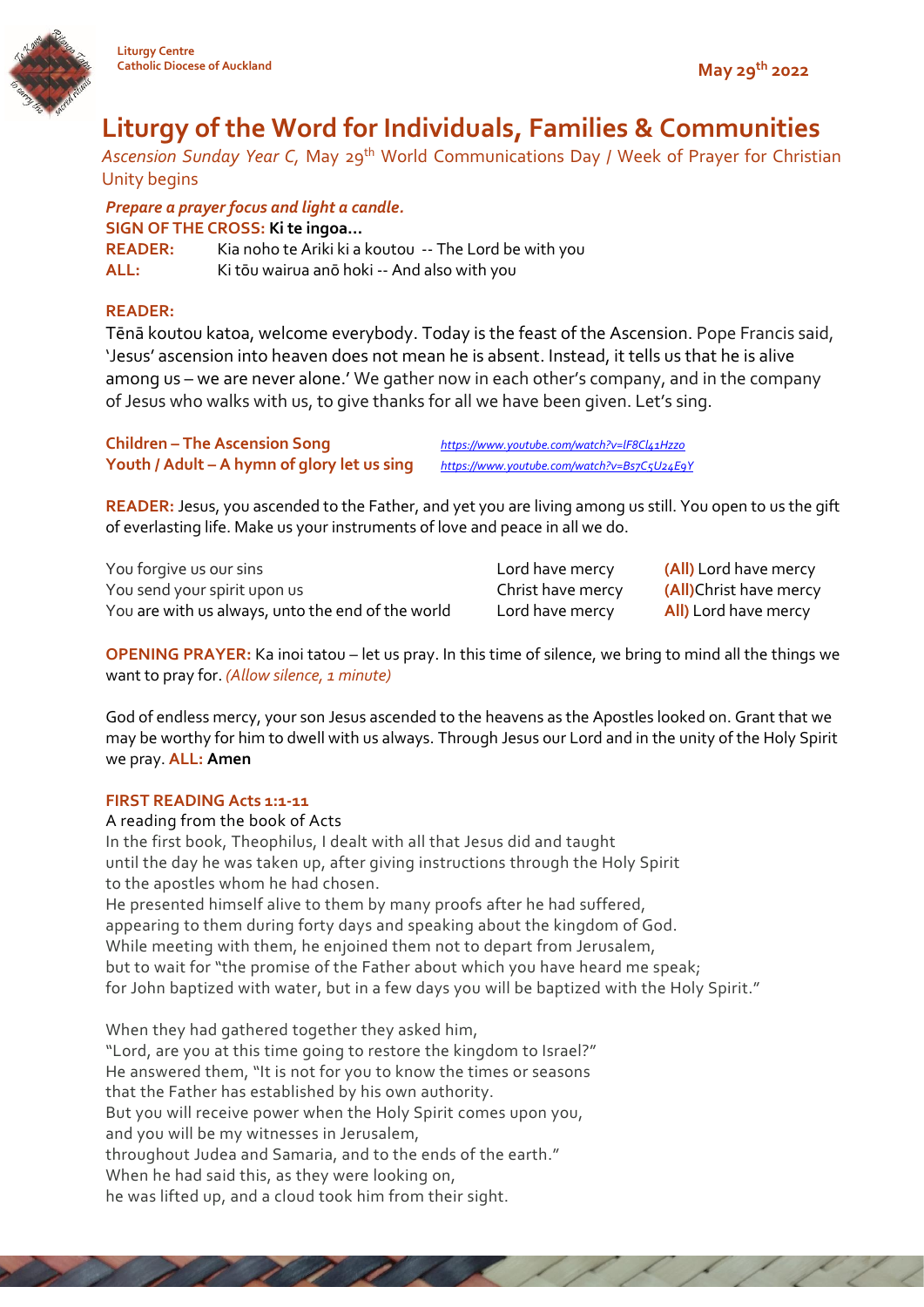Liturgy Centre
Catholic Diocese of Auckland

May 29th 2022

# Liturgy of the Word for Individuals, Families & Communities

*Ascension Sunday Year C,* May 29th World Communications Day / Week of Prayer for Christian Unity begins

***Prepare a prayer focus and light a candle.***

**SIGN OF THE CROSS: Ki te ingoa…**

**READER:** Kia noho te Ariki ki a koutou -- The Lord be with you

**ALL:** Ki tōu wairua anō hoki -- And also with you

**READER:**

Tēnā koutou katoa, welcome everybody. Today is the feast of the Ascension. Pope Francis said, 'Jesus' ascension into heaven does not mean he is absent. Instead, it tells us that he is alive among us – we are never alone.' We gather now in each other's company, and in the company of Jesus who walks with us, to give thanks for all we have been given. Let's sing.

**Children – The Ascension Song** *https://www.youtube.com/watch?v=lF8Cl41Hzz0*

**Youth / Adult – A hymn of glory let us sing** *https://www.youtube.com/watch?v=Bs7C5U24E9Y*

**READER:** Jesus, you ascended to the Father, and yet you are living among us still. You open to us the gift of everlasting life. Make us your instruments of love and peace in all we do.

| | | |
|---|---|---|
| You forgive us our sins | Lord have mercy | **(All)** Lord have mercy |
| You send your spirit upon us | Christ have mercy | **(All)**Christ have mercy |
| You are with us always, unto the end of the world | Lord have mercy | **All)** Lord have mercy |

**OPENING PRAYER:** Ka inoi tatou – let us pray. In this time of silence, we bring to mind all the things we want to pray for. *(Allow silence, 1 minute)*

God of endless mercy, your son Jesus ascended to the heavens as the Apostles looked on. Grant that we may be worthy for him to dwell with us always. Through Jesus our Lord and in the unity of the Holy Spirit we pray. **ALL: Amen**

**FIRST READING Acts 1:1-11**

A reading from the book of Acts

In the first book, Theophilus, I dealt with all that Jesus did and taught
until the day he was taken up, after giving instructions through the Holy Spirit
to the apostles whom he had chosen.
He presented himself alive to them by many proofs after he had suffered,
appearing to them during forty days and speaking about the kingdom of God.
While meeting with them, he enjoined them not to depart from Jerusalem,
but to wait for "the promise of the Father about which you have heard me speak;
for John baptized with water, but in a few days you will be baptized with the Holy Spirit."

When they had gathered together they asked him,
"Lord, are you at this time going to restore the kingdom to Israel?"
He answered them, "It is not for you to know the times or seasons
that the Father has established by his own authority.
But you will receive power when the Holy Spirit comes upon you,
and you will be my witnesses in Jerusalem,
throughout Judea and Samaria, and to the ends of the earth."
When he had said this, as they were looking on,
he was lifted up, and a cloud took him from their sight.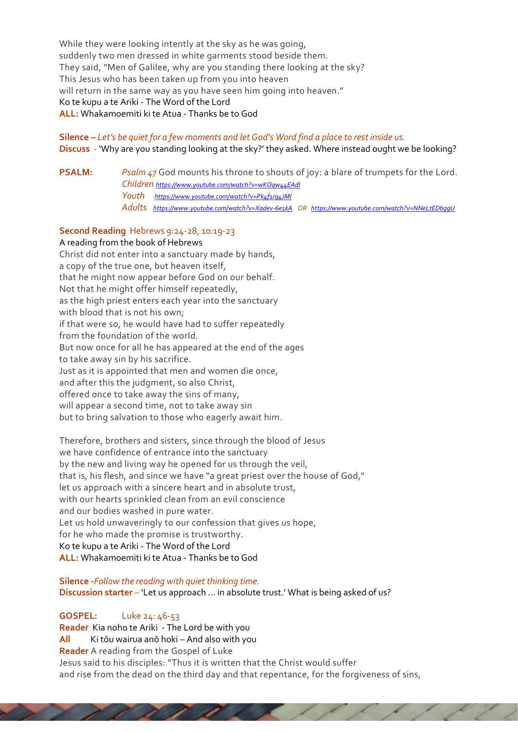While they were looking intently at the sky as he was going,
suddenly two men dressed in white garments stood beside them.
They said, "Men of Galilee, why are you standing there looking at the sky?
This Jesus who has been taken up from you into heaven
will return in the same way as you have seen him going into heaven."
Ko te kupu a te Ariki - The Word of the Lord
**ALL:** Whakamoemiti ki te Atua - Thanks be to God

**Silence –** *Let's be quiet for a few moments and let God's Word find a place to rest inside us.*
**Discuss** - 'Why are you standing looking at the sky?' they asked. Where instead ought we be looking?

**PSALM:** *Psalm 47* God mounts his throne to shouts of joy: a blare of trumpets for the Lord.
*Children* https://www.youtube.com/watch?v=wKOqw44EAdI
*Youth* https://www.youtube.com/watch?v=Pk4f1rq4JMI
*Adults* https://www.youtube.com/watch?v=Xadev-6e1kA *OR* https://www.youtube.com/watch?v=NNeLtEDbggU

**Second Reading** Hebrews 9:24-28, 10:19-23
A reading from the book of Hebrews
Christ did not enter into a sanctuary made by hands,
a copy of the true one, but heaven itself,
that he might now appear before God on our behalf.
Not that he might offer himself repeatedly,
as the high priest enters each year into the sanctuary
with blood that is not his own;
if that were so, he would have had to suffer repeatedly
from the foundation of the world.
But now once for all he has appeared at the end of the ages
to take away sin by his sacrifice.
Just as it is appointed that men and women die once,
and after this the judgment, so also Christ,
offered once to take away the sins of many,
will appear a second time, not to take away sin
but to bring salvation to those who eagerly await him.

Therefore, brothers and sisters, since through the blood of Jesus
we have confidence of entrance into the sanctuary
by the new and living way he opened for us through the veil,
that is, his flesh, and since we have "a great priest over the house of God,"
let us approach with a sincere heart and in absolute trust,
with our hearts sprinkled clean from an evil conscience
and our bodies washed in pure water.
Let us hold unwaveringly to our confession that gives us hope,
for he who made the promise is trustworthy.
Ko te kupu a te Ariki - The Word of the Lord
**ALL:** Whakamoemiti ki te Atua - Thanks be to God

**Silence -***Follow the reading with quiet thinking time.*
**Discussion starter** – 'Let us approach ... in absolute trust.' What is being asked of us?

**GOSPEL:** Luke 24: 46-53
**Reader** Kia noho te Ariki - The Lord be with you
**All** Ki tōu wairua anō hoki – And also with you
**Reader** A reading from the Gospel of Luke
Jesus said to his disciples: "Thus it is written that the Christ would suffer
and rise from the dead on the third day and that repentance, for the forgiveness of sins,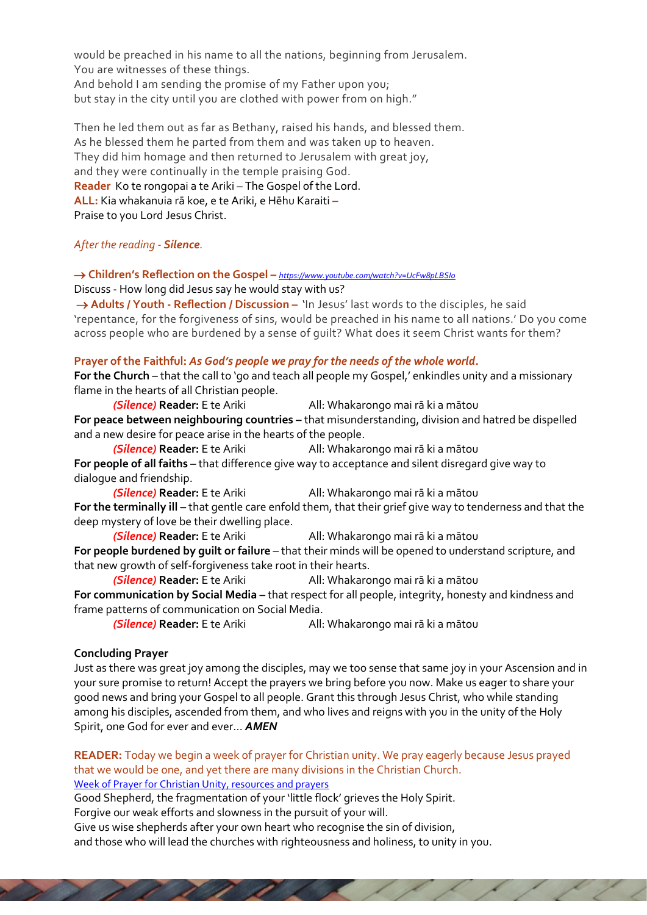would be preached in his name to all the nations, beginning from Jerusalem.
You are witnesses of these things.
And behold I am sending the promise of my Father upon you;
but stay in the city until you are clothed with power from on high."

Then he led them out as far as Bethany, raised his hands, and blessed them.
As he blessed them he parted from them and was taken up to heaven.
They did him homage and then returned to Jerusalem with great joy,
and they were continually in the temple praising God.
**Reader** Ko te rongopai a te Ariki – The Gospel of the Lord.
**ALL:** Kia whakanuia rā koe, e te Ariki, e Hēhu Karaiti –
Praise to you Lord Jesus Christ.

*After the reading - **Silence**.*

→ **Children's Reflection on the Gospel** – *https://www.youtube.com/watch?v=UcFw8pLBSIo*
Discuss - How long did Jesus say he would stay with us?
→ **Adults / Youth - Reflection / Discussion** – 'In Jesus' last words to the disciples, he said 'repentance, for the forgiveness of sins, would be preached in his name to all nations.' Do you come across people who are burdened by a sense of guilt? What does it seem Christ wants for them?

**Prayer of the Faithful:** ***As God's people we pray for the needs of the whole world.***

**For the Church** – that the call to 'go and teach all people my Gospel,' enkindles unity and a missionary flame in the hearts of all Christian people.
*(Silence)* **Reader:** E te Ariki All: Whakarongo mai rā ki a mātou

**For peace between neighbouring countries** – that misunderstanding, division and hatred be dispelled and a new desire for peace arise in the hearts of the people.
*(Silence)* **Reader:** E te Ariki All: Whakarongo mai rā ki a mātou

**For people of all faiths** – that difference give way to acceptance and silent disregard give way to dialogue and friendship.
*(Silence)* **Reader:** E te Ariki All: Whakarongo mai rā ki a mātou

**For the terminally ill** – that gentle care enfold them, that their grief give way to tenderness and that the deep mystery of love be their dwelling place.
*(Silence)* **Reader:** E te Ariki All: Whakarongo mai rā ki a mātou

**For people burdened by guilt or failure** – that their minds will be opened to understand scripture, and that new growth of self-forgiveness take root in their hearts.
*(Silence)* **Reader:** E te Ariki All: Whakarongo mai rā ki a mātou

**For communication by Social Media** – that respect for all people, integrity, honesty and kindness and frame patterns of communication on Social Media.
*(Silence)* **Reader:** E te Ariki All: Whakarongo mai rā ki a mātou

**Concluding Prayer**
Just as there was great joy among the disciples, may we too sense that same joy in your Ascension and in your sure promise to return! Accept the prayers we bring before you now. Make us eager to share your good news and bring your Gospel to all people. Grant this through Jesus Christ, who while standing among his disciples, ascended from them, and who lives and reigns with you in the unity of the Holy Spirit, one God for ever and ever… ***AMEN***

**READER:** Today we begin a week of prayer for Christian unity. We pray eagerly because Jesus prayed that we would be one, and yet there are many divisions in the Christian Church.
Week of Prayer for Christian Unity, resources and prayers
Good Shepherd, the fragmentation of your 'little flock' grieves the Holy Spirit.
Forgive our weak efforts and slowness in the pursuit of your will.
Give us wise shepherds after your own heart who recognise the sin of division,
and those who will lead the churches with righteousness and holiness, to unity in you.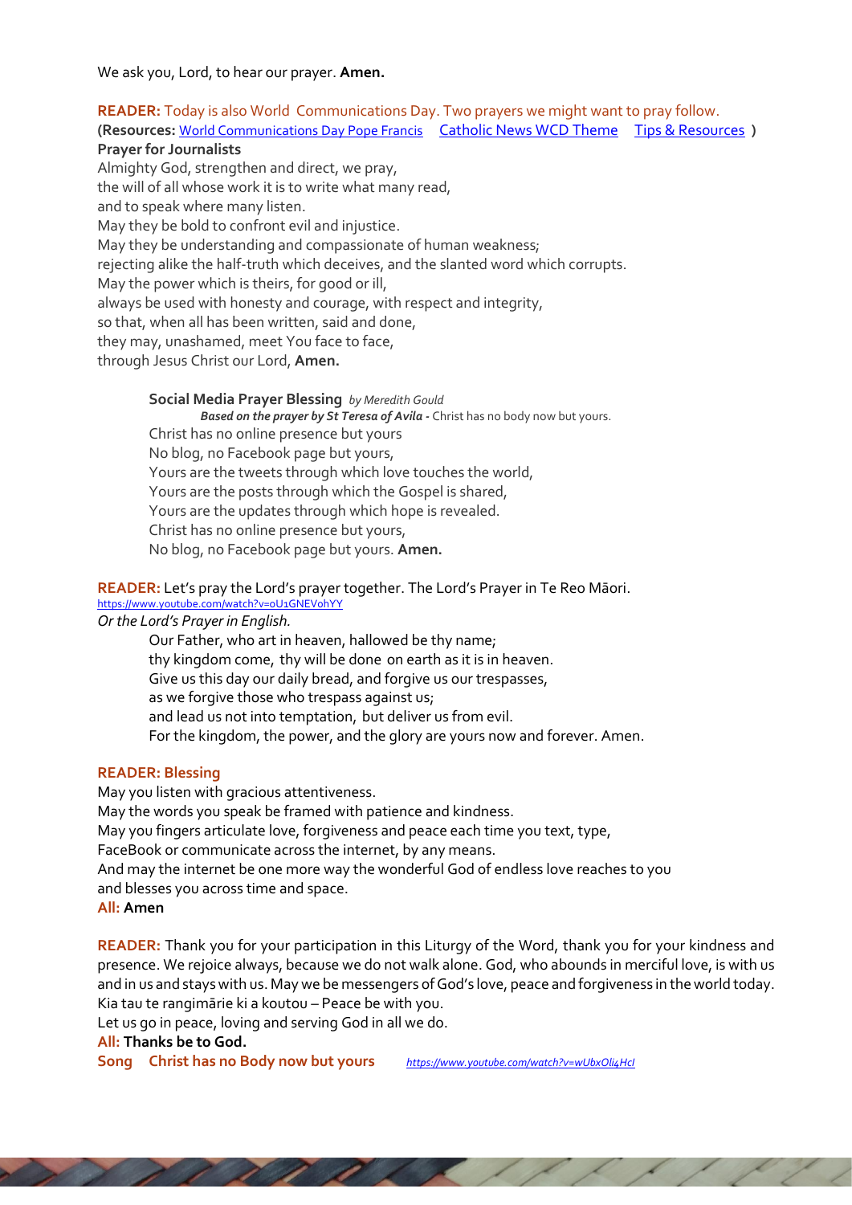We ask you, Lord, to hear our prayer. **Amen.**

**READER:** Today is also World  Communications Day. Two prayers we might want to pray follow.
**(Resources:** World Communications Day Pope Francis   Catholic News WCD Theme   Tips & Resources **)**
**Prayer for Journalists**
Almighty God, strengthen and direct, we pray,
the will of all whose work it is to write what many read,
and to speak where many listen.
May they be bold to confront evil and injustice.
May they be understanding and compassionate of human weakness;
rejecting alike the half-truth which deceives, and the slanted word which corrupts.
May the power which is theirs, for good or ill,
always be used with honesty and courage, with respect and integrity,
so that, when all has been written, said and done,
they may, unashamed, meet You face to face,
through Jesus Christ our Lord, **Amen.**

**Social Media Prayer Blessing** *by Meredith Gould*
***Based on the prayer by St Teresa of Avila*** **-** Christ has no body now but yours.
Christ has no online presence but yours
No blog, no Facebook page but yours,
Yours are the tweets through which love touches the world,
Yours are the posts through which the Gospel is shared,
Yours are the updates through which hope is revealed.
Christ has no online presence but yours,
No blog, no Facebook page but yours. **Amen.**

**READER:** Let's pray the Lord's prayer together. The Lord's Prayer in Te Reo Māori.
https://www.youtube.com/watch?v=oU1GNEVohYY
*Or the Lord's Prayer in English.*
Our Father, who art in heaven, hallowed be thy name;
thy kingdom come, thy will be done on earth as it is in heaven.
Give us this day our daily bread, and forgive us our trespasses,
as we forgive those who trespass against us;
and lead us not into temptation, but deliver us from evil.
For the kingdom, the power, and the glory are yours now and forever. Amen.

**READER: Blessing**
May you listen with gracious attentiveness.
May the words you speak be framed with patience and kindness.
May you fingers articulate love, forgiveness and peace each time you text, type,
FaceBook or communicate across the internet, by any means.
And may the internet be one more way the wonderful God of endless love reaches to you
and blesses you across time and space.
**All:** **Amen**

**READER:** Thank you for your participation in this Liturgy of the Word, thank you for your kindness and presence. We rejoice always, because we do not walk alone. God, who abounds in merciful love, is with us and in us and stays with us. May we be messengers of God's love, peace and forgiveness in the world today.
Kia tau te rangimārie ki a koutou – Peace be with you.
Let us go in peace, loving and serving God in all we do.
**All:** **Thanks be to God.**
**Song   Christ has no Body now but yours**   *https://www.youtube.com/watch?v=wUbxOIi4HcI*